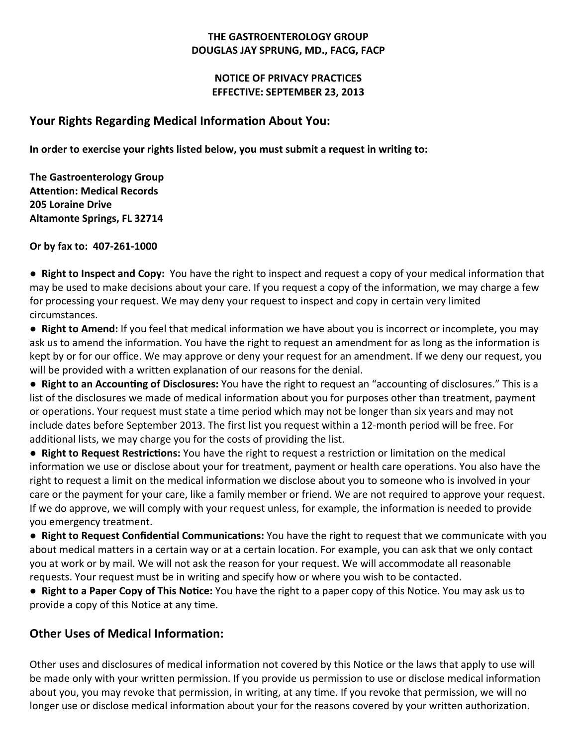**THE GASTROENTEROLOGY GROUP**
**DOUGLAS JAY SPRUNG, MD., FACG, FACP**

**NOTICE OF PRIVACY PRACTICES**
**EFFECTIVE: SEPTEMBER 23, 2013**

## Your Rights Regarding Medical Information About You:

**In order to exercise your rights listed below, you must submit a request in writing to:**

**The Gastroenterology Group**
**Attention: Medical Records**
**205 Loraine Drive**
**Altamonte Springs, FL 32714**

**Or by fax to: 407-261-1000**

- **Right to Inspect and Copy:** You have the right to inspect and request a copy of your medical information that may be used to make decisions about your care. If you request a copy of the information, we may charge a few for processing your request. We may deny your request to inspect and copy in certain very limited circumstances.
- **Right to Amend:** If you feel that medical information we have about you is incorrect or incomplete, you may ask us to amend the information. You have the right to request an amendment for as long as the information is kept by or for our office. We may approve or deny your request for an amendment. If we deny our request, you will be provided with a written explanation of our reasons for the denial.
- **Right to an Accounting of Disclosures:** You have the right to request an "accounting of disclosures." This is a list of the disclosures we made of medical information about you for purposes other than treatment, payment or operations. Your request must state a time period which may not be longer than six years and may not include dates before September 2013. The first list you request within a 12-month period will be free. For additional lists, we may charge you for the costs of providing the list.
- **Right to Request Restrictions:** You have the right to request a restriction or limitation on the medical information we use or disclose about your for treatment, payment or health care operations. You also have the right to request a limit on the medical information we disclose about you to someone who is involved in your care or the payment for your care, like a family member or friend. We are not required to approve your request. If we do approve, we will comply with your request unless, for example, the information is needed to provide you emergency treatment.
- **Right to Request Confidential Communications:** You have the right to request that we communicate with you about medical matters in a certain way or at a certain location. For example, you can ask that we only contact you at work or by mail. We will not ask the reason for your request. We will accommodate all reasonable requests. Your request must be in writing and specify how or where you wish to be contacted.
- **Right to a Paper Copy of This Notice:** You have the right to a paper copy of this Notice. You may ask us to provide a copy of this Notice at any time.

## Other Uses of Medical Information:

Other uses and disclosures of medical information not covered by this Notice or the laws that apply to use will be made only with your written permission. If you provide us permission to use or disclose medical information about you, you may revoke that permission, in writing, at any time. If you revoke that permission, we will no longer use or disclose medical information about your for the reasons covered by your written authorization.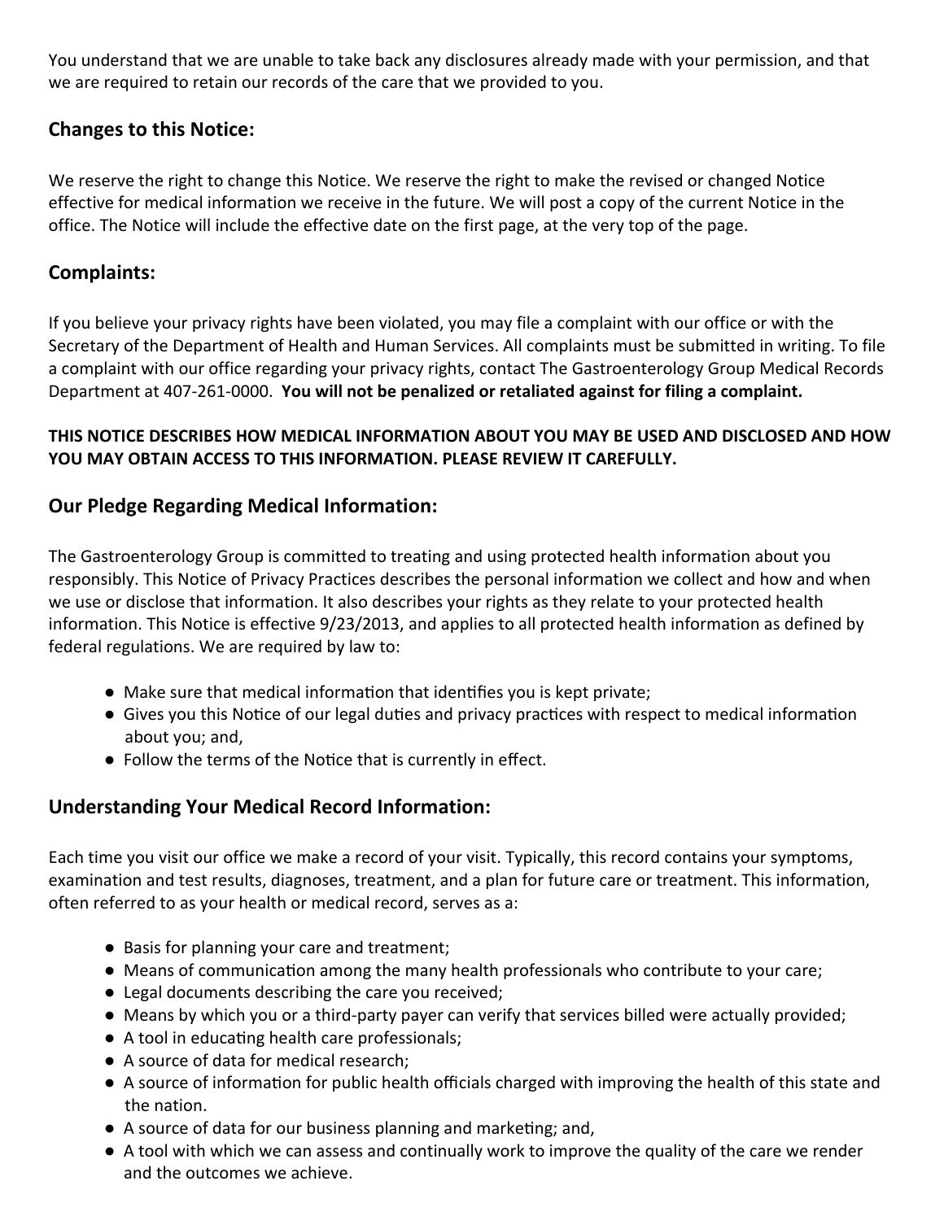You understand that we are unable to take back any disclosures already made with your permission, and that we are required to retain our records of the care that we provided to you.

## Changes to this Notice:

We reserve the right to change this Notice. We reserve the right to make the revised or changed Notice effective for medical information we receive in the future. We will post a copy of the current Notice in the office. The Notice will include the effective date on the first page, at the very top of the page.

## Complaints:

If you believe your privacy rights have been violated, you may file a complaint with our office or with the Secretary of the Department of Health and Human Services. All complaints must be submitted in writing. To file a complaint with our office regarding your privacy rights, contact The Gastroenterology Group Medical Records Department at 407-261-0000. **You will not be penalized or retaliated against for filing a complaint.**

**THIS NOTICE DESCRIBES HOW MEDICAL INFORMATION ABOUT YOU MAY BE USED AND DISCLOSED AND HOW YOU MAY OBTAIN ACCESS TO THIS INFORMATION. PLEASE REVIEW IT CAREFULLY.**

## Our Pledge Regarding Medical Information:

The Gastroenterology Group is committed to treating and using protected health information about you responsibly. This Notice of Privacy Practices describes the personal information we collect and how and when we use or disclose that information. It also describes your rights as they relate to your protected health information. This Notice is effective 9/23/2013, and applies to all protected health information as defined by federal regulations. We are required by law to:

- Make sure that medical information that identifies you is kept private;
- Gives you this Notice of our legal duties and privacy practices with respect to medical information about you; and,
- Follow the terms of the Notice that is currently in effect.

## Understanding Your Medical Record Information:

Each time you visit our office we make a record of your visit. Typically, this record contains your symptoms, examination and test results, diagnoses, treatment, and a plan for future care or treatment. This information, often referred to as your health or medical record, serves as a:

- Basis for planning your care and treatment;
- Means of communication among the many health professionals who contribute to your care;
- Legal documents describing the care you received;
- Means by which you or a third-party payer can verify that services billed were actually provided;
- A tool in educating health care professionals;
- A source of data for medical research;
- A source of information for public health officials charged with improving the health of this state and the nation.
- A source of data for our business planning and marketing; and,
- A tool with which we can assess and continually work to improve the quality of the care we render and the outcomes we achieve.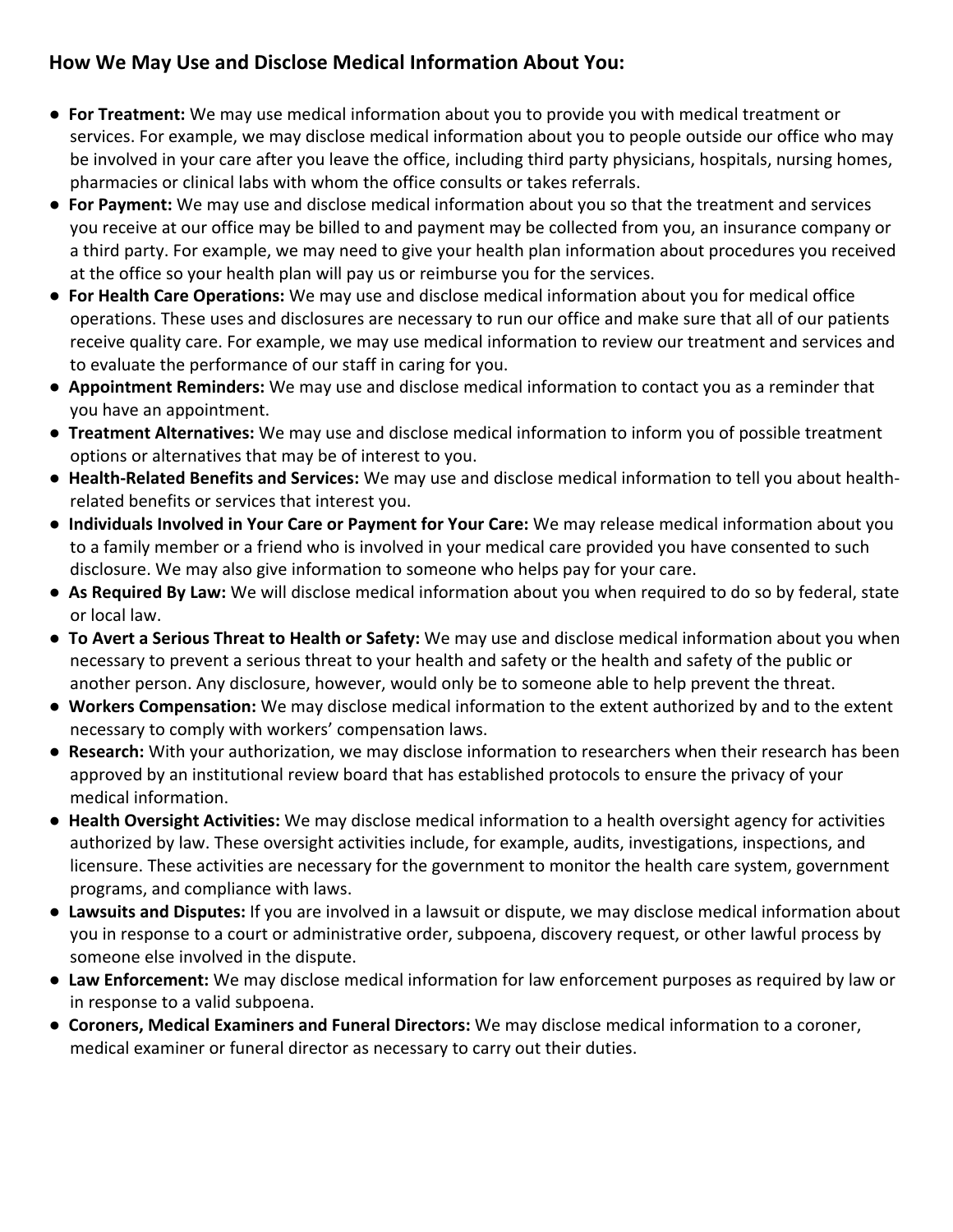## How We May Use and Disclose Medical Information About You:

- **For Treatment:** We may use medical information about you to provide you with medical treatment or services. For example, we may disclose medical information about you to people outside our office who may be involved in your care after you leave the office, including third party physicians, hospitals, nursing homes, pharmacies or clinical labs with whom the office consults or takes referrals.
- **For Payment:** We may use and disclose medical information about you so that the treatment and services you receive at our office may be billed to and payment may be collected from you, an insurance company or a third party. For example, we may need to give your health plan information about procedures you received at the office so your health plan will pay us or reimburse you for the services.
- **For Health Care Operations:** We may use and disclose medical information about you for medical office operations. These uses and disclosures are necessary to run our office and make sure that all of our patients receive quality care. For example, we may use medical information to review our treatment and services and to evaluate the performance of our staff in caring for you.
- **Appointment Reminders:** We may use and disclose medical information to contact you as a reminder that you have an appointment.
- **Treatment Alternatives:** We may use and disclose medical information to inform you of possible treatment options or alternatives that may be of interest to you.
- **Health-Related Benefits and Services:** We may use and disclose medical information to tell you about health-related benefits or services that interest you.
- **Individuals Involved in Your Care or Payment for Your Care:** We may release medical information about you to a family member or a friend who is involved in your medical care provided you have consented to such disclosure. We may also give information to someone who helps pay for your care.
- **As Required By Law:** We will disclose medical information about you when required to do so by federal, state or local law.
- **To Avert a Serious Threat to Health or Safety:** We may use and disclose medical information about you when necessary to prevent a serious threat to your health and safety or the health and safety of the public or another person. Any disclosure, however, would only be to someone able to help prevent the threat.
- **Workers Compensation:** We may disclose medical information to the extent authorized by and to the extent necessary to comply with workers' compensation laws.
- **Research:** With your authorization, we may disclose information to researchers when their research has been approved by an institutional review board that has established protocols to ensure the privacy of your medical information.
- **Health Oversight Activities:** We may disclose medical information to a health oversight agency for activities authorized by law. These oversight activities include, for example, audits, investigations, inspections, and licensure. These activities are necessary for the government to monitor the health care system, government programs, and compliance with laws.
- **Lawsuits and Disputes:** If you are involved in a lawsuit or dispute, we may disclose medical information about you in response to a court or administrative order, subpoena, discovery request, or other lawful process by someone else involved in the dispute.
- **Law Enforcement:** We may disclose medical information for law enforcement purposes as required by law or in response to a valid subpoena.
- **Coroners, Medical Examiners and Funeral Directors:** We may disclose medical information to a coroner, medical examiner or funeral director as necessary to carry out their duties.